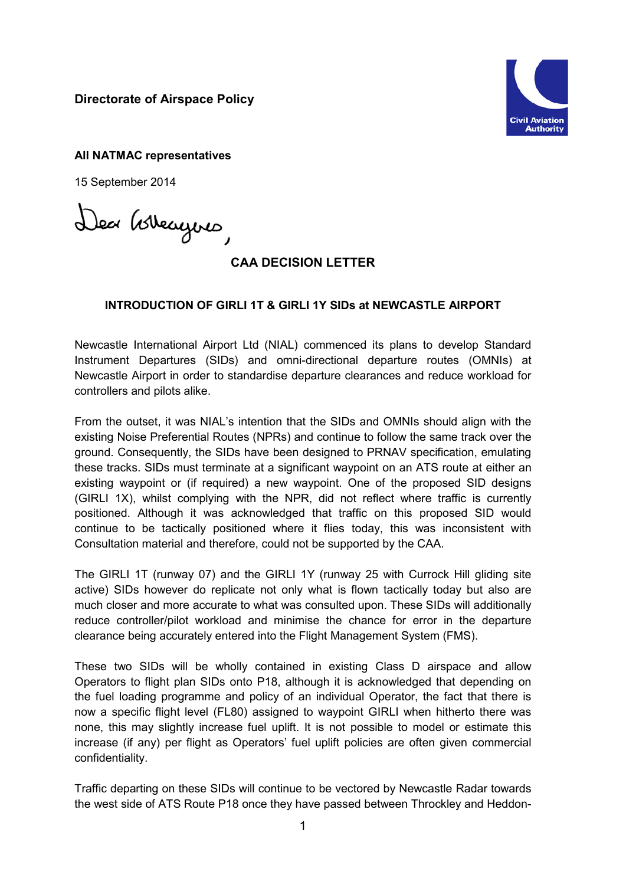**Directorate of Airspace Policy**

**All NATMAC representatives**

15 September 2014

Dear Colleagues,

**CAA DECISION LETTER**

**INTRODUCTION OF GIRLI 1T & GIRLI 1Y SIDs at NEWCASTLE AIRPORT**

Newcastle International Airport Ltd (NIAL) commenced its plans to develop Standard Instrument Departures (SIDs) and omni-directional departure routes (OMNIs) at Newcastle Airport in order to standardise departure clearances and reduce workload for controllers and pilots alike.

From the outset, it was NIAL's intention that the SIDs and OMNIs should align with the existing Noise Preferential Routes (NPRs) and continue to follow the same track over the ground. Consequently, the SIDs have been designed to PRNAV specification, emulating these tracks. SIDs must terminate at a significant waypoint on an ATS route at either an existing waypoint or (if required) a new waypoint. One of the proposed SID designs (GIRLI 1X), whilst complying with the NPR, did not reflect where traffic is currently positioned. Although it was acknowledged that traffic on this proposed SID would continue to be tactically positioned where it flies today, this was inconsistent with Consultation material and therefore, could not be supported by the CAA.

The GIRLI 1T (runway 07) and the GIRLI 1Y (runway 25 with Currock Hill gliding site active) SIDs however do replicate not only what is flown tactically today but also are much closer and more accurate to what was consulted upon. These SIDs will additionally reduce controller/pilot workload and minimise the chance for error in the departure clearance being accurately entered into the Flight Management System (FMS).

These two SIDs will be wholly contained in existing Class D airspace and allow Operators to flight plan SIDs onto P18, although it is acknowledged that depending on the fuel loading programme and policy of an individual Operator, the fact that there is now a specific flight level (FL80) assigned to waypoint GIRLI when hitherto there was none, this may slightly increase fuel uplift. It is not possible to model or estimate this increase (if any) per flight as Operators' fuel uplift policies are often given commercial confidentiality.

Traffic departing on these SIDs will continue to be vectored by Newcastle Radar towards the west side of ATS Route P18 once they have passed between Throckley and Heddon-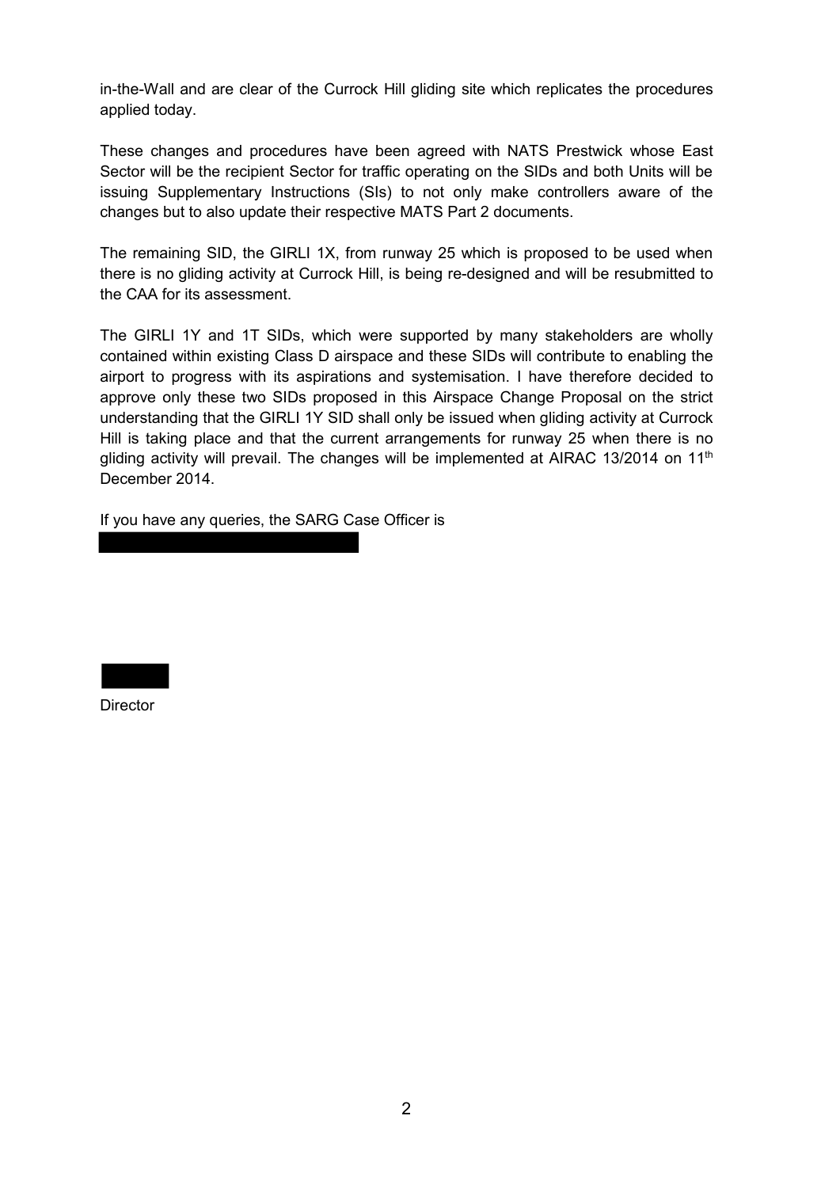in-the-Wall and are clear of the Currock Hill gliding site which replicates the procedures applied today.

These changes and procedures have been agreed with NATS Prestwick whose East Sector will be the recipient Sector for traffic operating on the SIDs and both Units will be issuing Supplementary Instructions (SIs) to not only make controllers aware of the changes but to also update their respective MATS Part 2 documents.

The remaining SID, the GIRLI 1X, from runway 25 which is proposed to be used when there is no gliding activity at Currock Hill, is being re-designed and will be resubmitted to the CAA for its assessment.

The GIRLI 1Y and 1T SIDs, which were supported by many stakeholders are wholly contained within existing Class D airspace and these SIDs will contribute to enabling the airport to progress with its aspirations and systemisation. I have therefore decided to approve only these two SIDs proposed in this Airspace Change Proposal on the strict understanding that the GIRLI 1Y SID shall only be issued when gliding activity at Currock Hill is taking place and that the current arrangements for runway 25 when there is no gliding activity will prevail. The changes will be implemented at AIRAC 13/2014 on 11th December 2014.

If you have any queries, the SARG Case Officer is

Director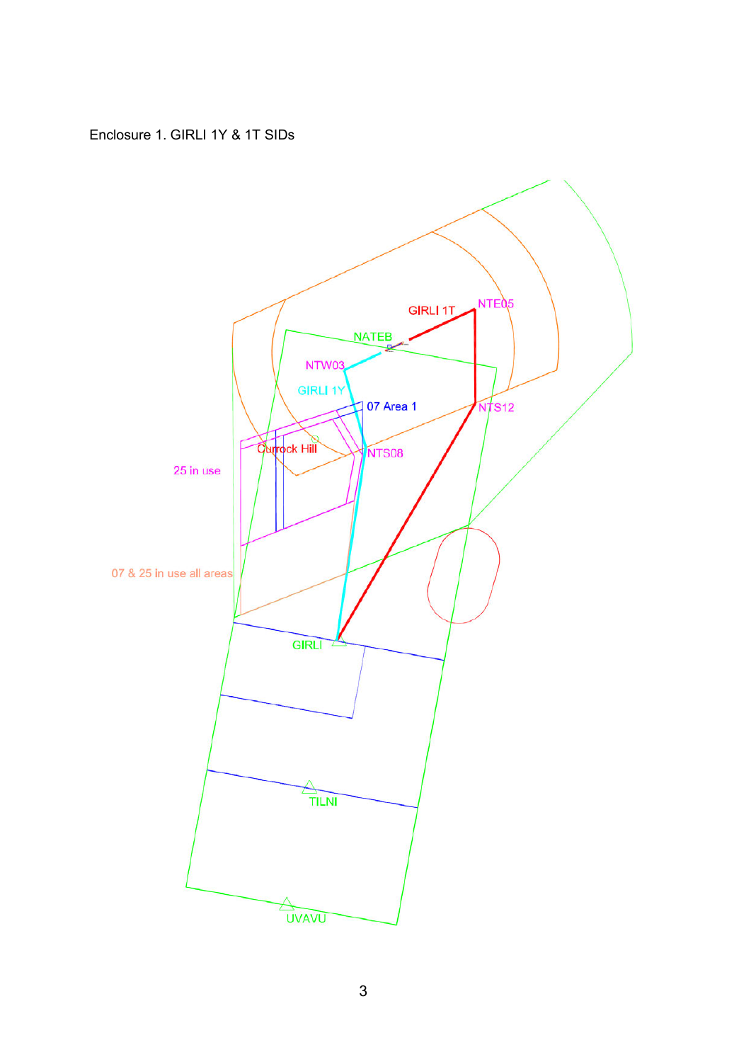Enclosure 1. GIRLI 1Y & 1T SIDs

GIRLI 1T
NTE05
NATEB
NTW03
GIRLI 1Y
07 Area 1
NTS12
Currock Hill
NTS08
25 in use
07 & 25 in use all areas
GIRLI
TILNI
UVAVU